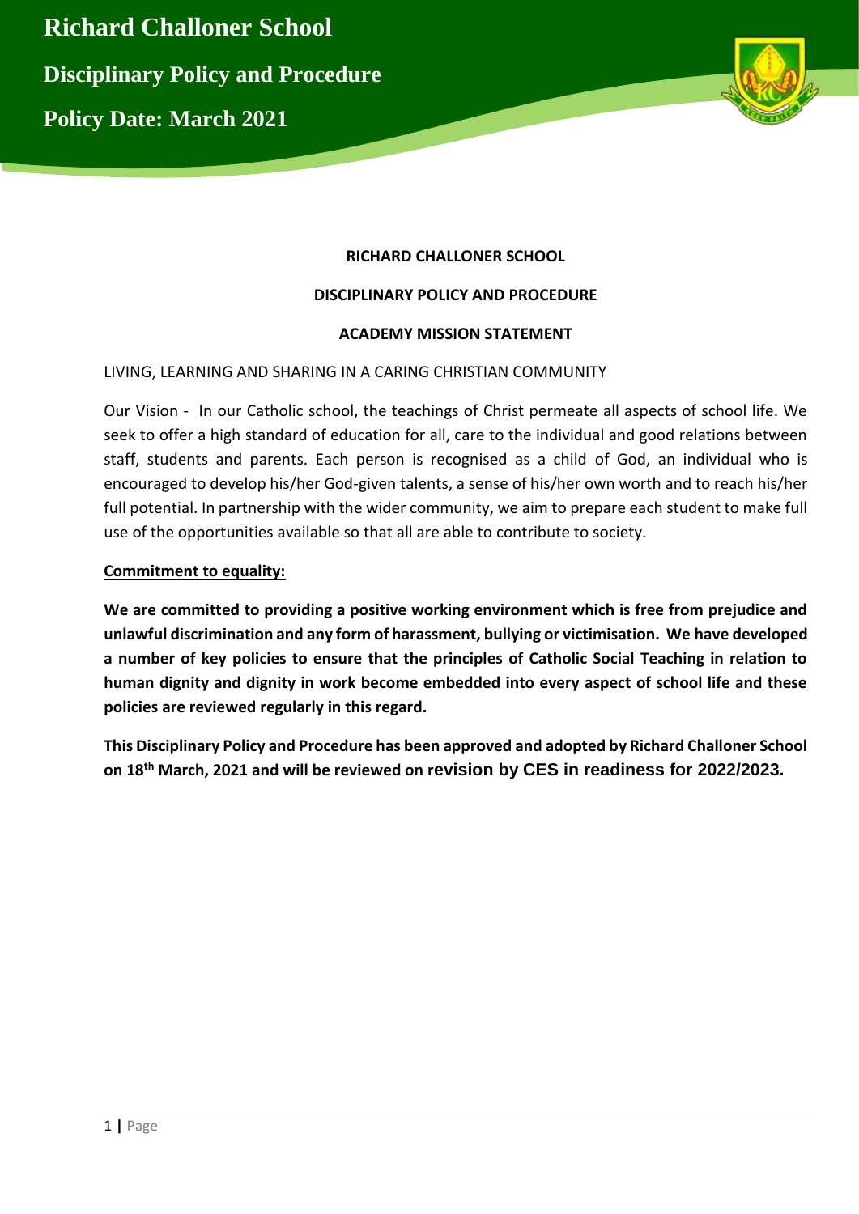# Richard Challoner School

## Disciplinary Policy and Procedure

## Policy Date: March 2021

**RICHARD CHALLONER SCHOOL**

**DISCIPLINARY POLICY AND PROCEDURE**

**ACADEMY MISSION STATEMENT**

LIVING, LEARNING AND SHARING IN A CARING CHRISTIAN COMMUNITY

Our Vision - In our Catholic school, the teachings of Christ permeate all aspects of school life. We seek to offer a high standard of education for all, care to the individual and good relations between staff, students and parents. Each person is recognised as a child of God, an individual who is encouraged to develop his/her God-given talents, a sense of his/her own worth and to reach his/her full potential. In partnership with the wider community, we aim to prepare each student to make full use of the opportunities available so that all are able to contribute to society.

**Commitment to equality:**

**We are committed to providing a positive working environment which is free from prejudice and unlawful discrimination and any form of harassment, bullying or victimisation. We have developed a number of key policies to ensure that the principles of Catholic Social Teaching in relation to human dignity and dignity in work become embedded into every aspect of school life and these policies are reviewed regularly in this regard.**

**This Disciplinary Policy and Procedure has been approved and adopted by Richard Challoner School on 18th March, 2021 and will be reviewed on revision by CES in readiness for 2022/2023.**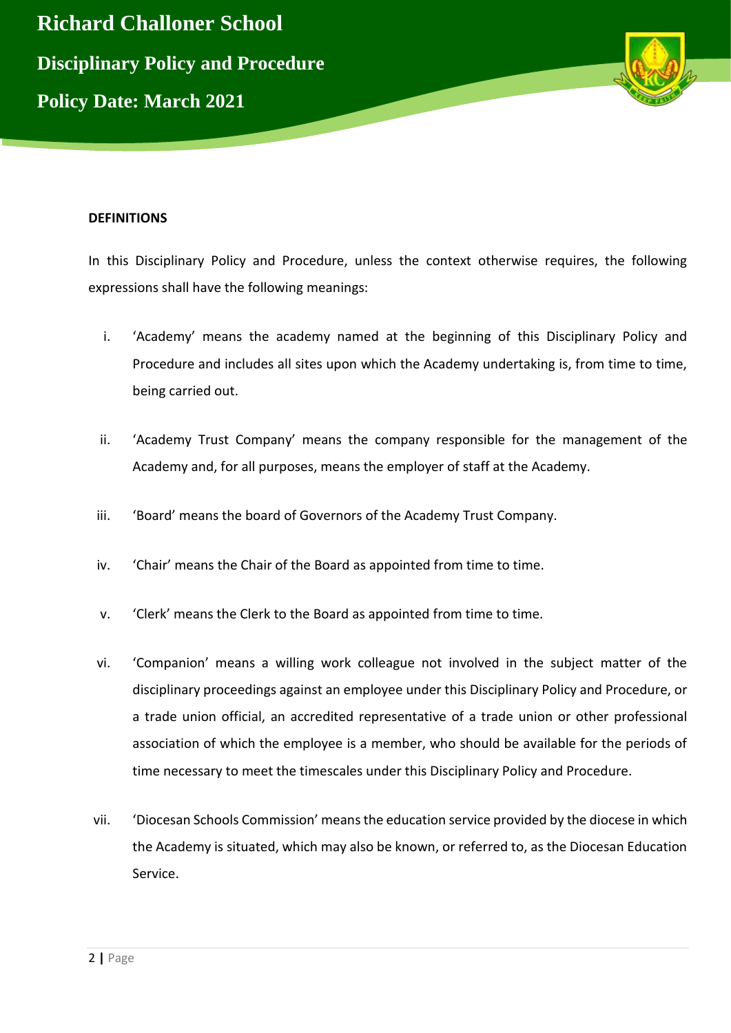**DEFINITIONS**

In this Disciplinary Policy and Procedure, unless the context otherwise requires, the following expressions shall have the following meanings:

i. 'Academy' means the academy named at the beginning of this Disciplinary Policy and Procedure and includes all sites upon which the Academy undertaking is, from time to time, being carried out.

ii. 'Academy Trust Company' means the company responsible for the management of the Academy and, for all purposes, means the employer of staff at the Academy.

iii. 'Board' means the board of Governors of the Academy Trust Company.

iv. 'Chair' means the Chair of the Board as appointed from time to time.

v. 'Clerk' means the Clerk to the Board as appointed from time to time.

vi. 'Companion' means a willing work colleague not involved in the subject matter of the disciplinary proceedings against an employee under this Disciplinary Policy and Procedure, or a trade union official, an accredited representative of a trade union or other professional association of which the employee is a member, who should be available for the periods of time necessary to meet the timescales under this Disciplinary Policy and Procedure.

vii. 'Diocesan Schools Commission' means the education service provided by the diocese in which the Academy is situated, which may also be known, or referred to, as the Diocesan Education Service.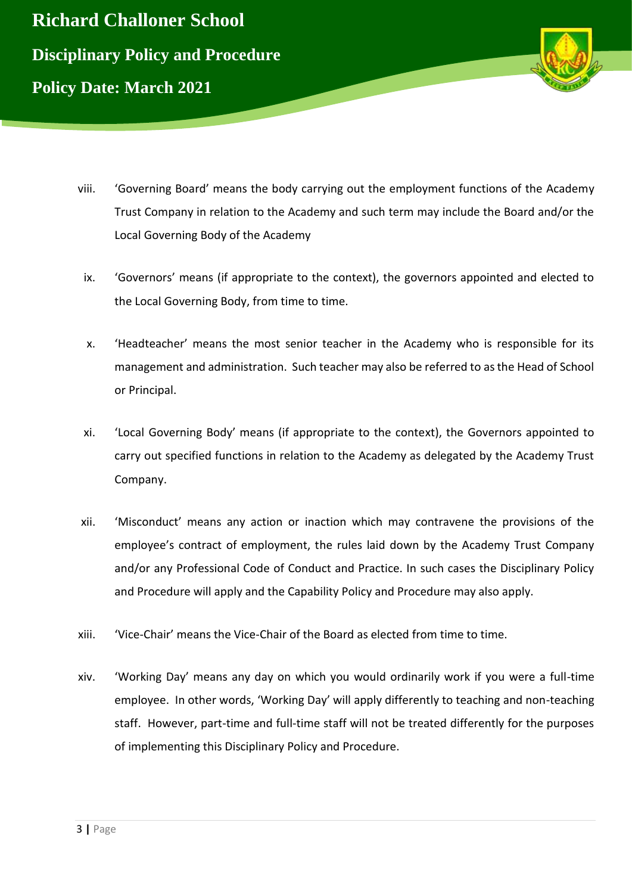viii. 'Governing Board' means the body carrying out the employment functions of the Academy Trust Company in relation to the Academy and such term may include the Board and/or the Local Governing Body of the Academy

ix. 'Governors' means (if appropriate to the context), the governors appointed and elected to the Local Governing Body, from time to time.

x. 'Headteacher' means the most senior teacher in the Academy who is responsible for its management and administration. Such teacher may also be referred to as the Head of School or Principal.

xi. 'Local Governing Body' means (if appropriate to the context), the Governors appointed to carry out specified functions in relation to the Academy as delegated by the Academy Trust Company.

xii. 'Misconduct' means any action or inaction which may contravene the provisions of the employee's contract of employment, the rules laid down by the Academy Trust Company and/or any Professional Code of Conduct and Practice. In such cases the Disciplinary Policy and Procedure will apply and the Capability Policy and Procedure may also apply.

xiii. 'Vice-Chair' means the Vice-Chair of the Board as elected from time to time.

xiv. 'Working Day' means any day on which you would ordinarily work if you were a full-time employee. In other words, 'Working Day' will apply differently to teaching and non-teaching staff. However, part-time and full-time staff will not be treated differently for the purposes of implementing this Disciplinary Policy and Procedure.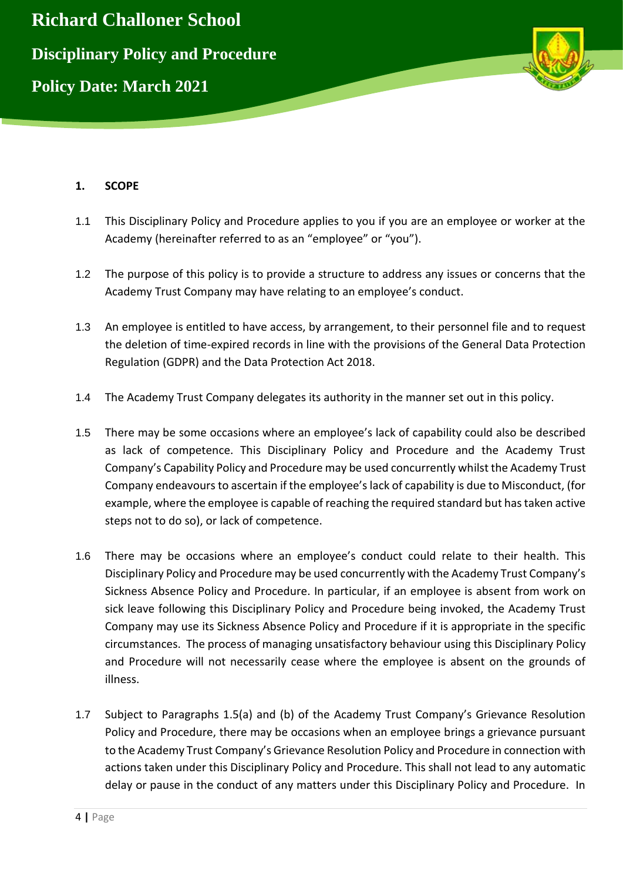# Richard Challoner School

## Disciplinary Policy and Procedure

## Policy Date: March 2021

**1. SCOPE**

1.1 This Disciplinary Policy and Procedure applies to you if you are an employee or worker at the Academy (hereinafter referred to as an "employee" or "you").

1.2 The purpose of this policy is to provide a structure to address any issues or concerns that the Academy Trust Company may have relating to an employee's conduct.

1.3 An employee is entitled to have access, by arrangement, to their personnel file and to request the deletion of time-expired records in line with the provisions of the General Data Protection Regulation (GDPR) and the Data Protection Act 2018.

1.4 The Academy Trust Company delegates its authority in the manner set out in this policy.

1.5 There may be some occasions where an employee's lack of capability could also be described as lack of competence. This Disciplinary Policy and Procedure and the Academy Trust Company's Capability Policy and Procedure may be used concurrently whilst the Academy Trust Company endeavours to ascertain if the employee's lack of capability is due to Misconduct, (for example, where the employee is capable of reaching the required standard but has taken active steps not to do so), or lack of competence.

1.6 There may be occasions where an employee's conduct could relate to their health. This Disciplinary Policy and Procedure may be used concurrently with the Academy Trust Company's Sickness Absence Policy and Procedure. In particular, if an employee is absent from work on sick leave following this Disciplinary Policy and Procedure being invoked, the Academy Trust Company may use its Sickness Absence Policy and Procedure if it is appropriate in the specific circumstances. The process of managing unsatisfactory behaviour using this Disciplinary Policy and Procedure will not necessarily cease where the employee is absent on the grounds of illness.

1.7 Subject to Paragraphs 1.5(a) and (b) of the Academy Trust Company's Grievance Resolution Policy and Procedure, there may be occasions when an employee brings a grievance pursuant to the Academy Trust Company's Grievance Resolution Policy and Procedure in connection with actions taken under this Disciplinary Policy and Procedure. This shall not lead to any automatic delay or pause in the conduct of any matters under this Disciplinary Policy and Procedure. In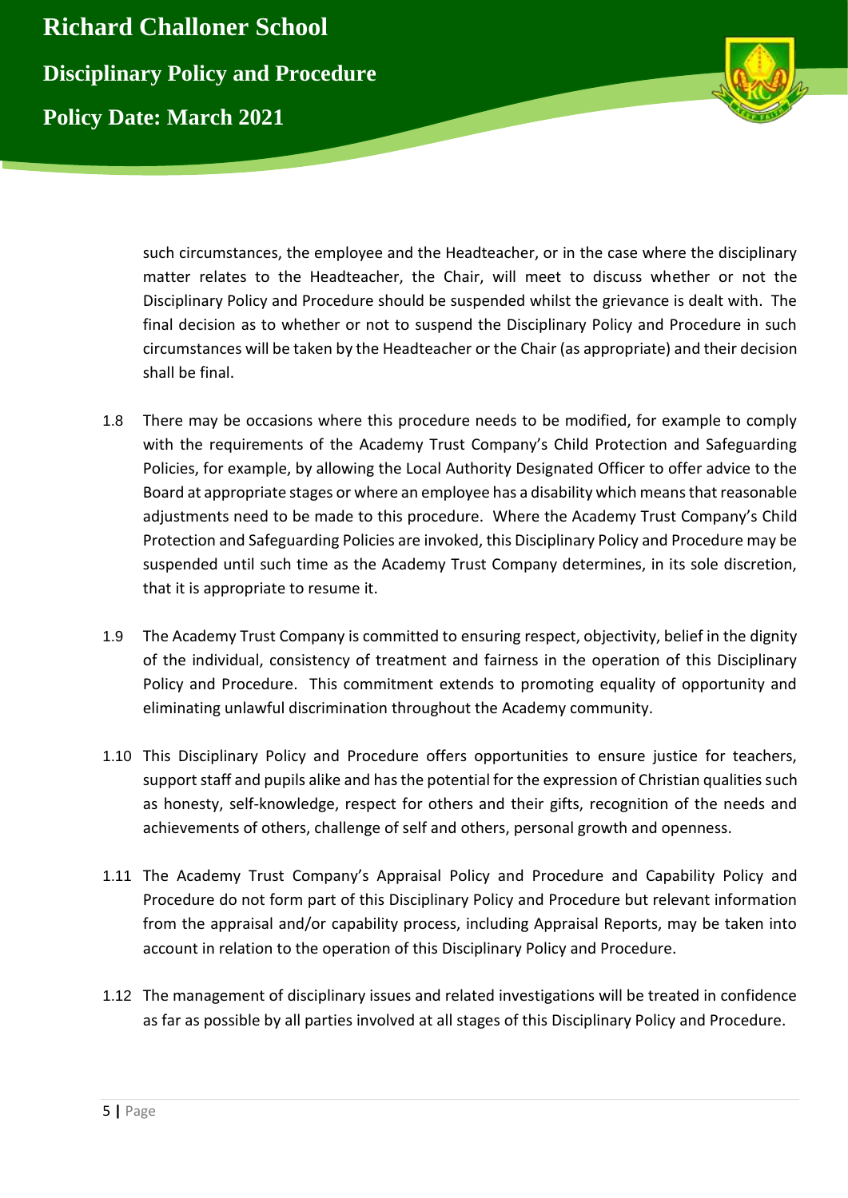such circumstances, the employee and the Headteacher, or in the case where the disciplinary matter relates to the Headteacher, the Chair, will meet to discuss whether or not the Disciplinary Policy and Procedure should be suspended whilst the grievance is dealt with. The final decision as to whether or not to suspend the Disciplinary Policy and Procedure in such circumstances will be taken by the Headteacher or the Chair (as appropriate) and their decision shall be final.

1.8 There may be occasions where this procedure needs to be modified, for example to comply with the requirements of the Academy Trust Company's Child Protection and Safeguarding Policies, for example, by allowing the Local Authority Designated Officer to offer advice to the Board at appropriate stages or where an employee has a disability which means that reasonable adjustments need to be made to this procedure. Where the Academy Trust Company's Child Protection and Safeguarding Policies are invoked, this Disciplinary Policy and Procedure may be suspended until such time as the Academy Trust Company determines, in its sole discretion, that it is appropriate to resume it.

1.9 The Academy Trust Company is committed to ensuring respect, objectivity, belief in the dignity of the individual, consistency of treatment and fairness in the operation of this Disciplinary Policy and Procedure. This commitment extends to promoting equality of opportunity and eliminating unlawful discrimination throughout the Academy community.

1.10 This Disciplinary Policy and Procedure offers opportunities to ensure justice for teachers, support staff and pupils alike and has the potential for the expression of Christian qualities such as honesty, self-knowledge, respect for others and their gifts, recognition of the needs and achievements of others, challenge of self and others, personal growth and openness.

1.11 The Academy Trust Company's Appraisal Policy and Procedure and Capability Policy and Procedure do not form part of this Disciplinary Policy and Procedure but relevant information from the appraisal and/or capability process, including Appraisal Reports, may be taken into account in relation to the operation of this Disciplinary Policy and Procedure.

1.12 The management of disciplinary issues and related investigations will be treated in confidence as far as possible by all parties involved at all stages of this Disciplinary Policy and Procedure.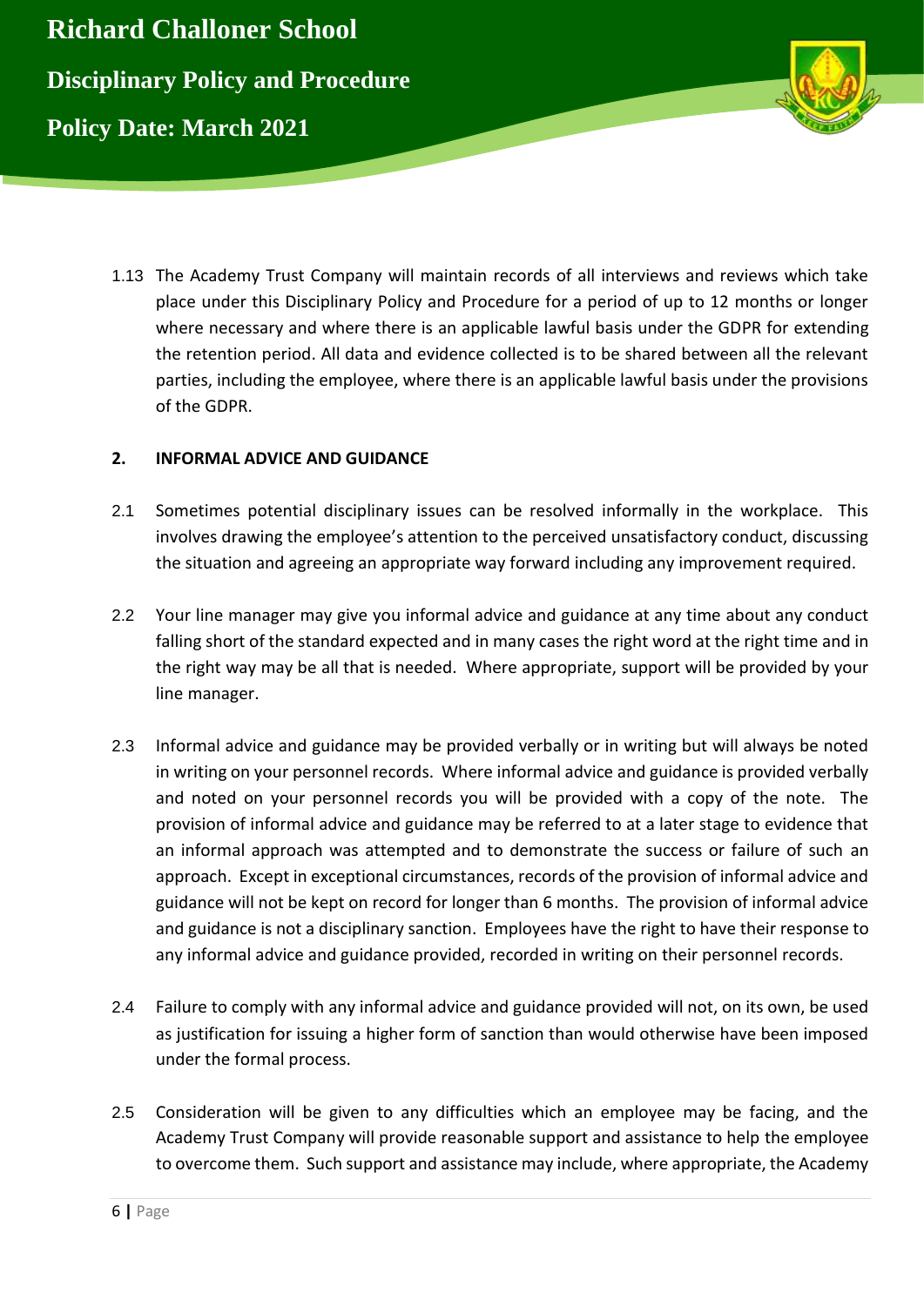1.13 The Academy Trust Company will maintain records of all interviews and reviews which take place under this Disciplinary Policy and Procedure for a period of up to 12 months or longer where necessary and where there is an applicable lawful basis under the GDPR for extending the retention period. All data and evidence collected is to be shared between all the relevant parties, including the employee, where there is an applicable lawful basis under the provisions of the GDPR.

## 2. INFORMAL ADVICE AND GUIDANCE

2.1 Sometimes potential disciplinary issues can be resolved informally in the workplace. This involves drawing the employee's attention to the perceived unsatisfactory conduct, discussing the situation and agreeing an appropriate way forward including any improvement required.

2.2 Your line manager may give you informal advice and guidance at any time about any conduct falling short of the standard expected and in many cases the right word at the right time and in the right way may be all that is needed. Where appropriate, support will be provided by your line manager.

2.3 Informal advice and guidance may be provided verbally or in writing but will always be noted in writing on your personnel records. Where informal advice and guidance is provided verbally and noted on your personnel records you will be provided with a copy of the note. The provision of informal advice and guidance may be referred to at a later stage to evidence that an informal approach was attempted and to demonstrate the success or failure of such an approach. Except in exceptional circumstances, records of the provision of informal advice and guidance will not be kept on record for longer than 6 months. The provision of informal advice and guidance is not a disciplinary sanction. Employees have the right to have their response to any informal advice and guidance provided, recorded in writing on their personnel records.

2.4 Failure to comply with any informal advice and guidance provided will not, on its own, be used as justification for issuing a higher form of sanction than would otherwise have been imposed under the formal process.

2.5 Consideration will be given to any difficulties which an employee may be facing, and the Academy Trust Company will provide reasonable support and assistance to help the employee to overcome them. Such support and assistance may include, where appropriate, the Academy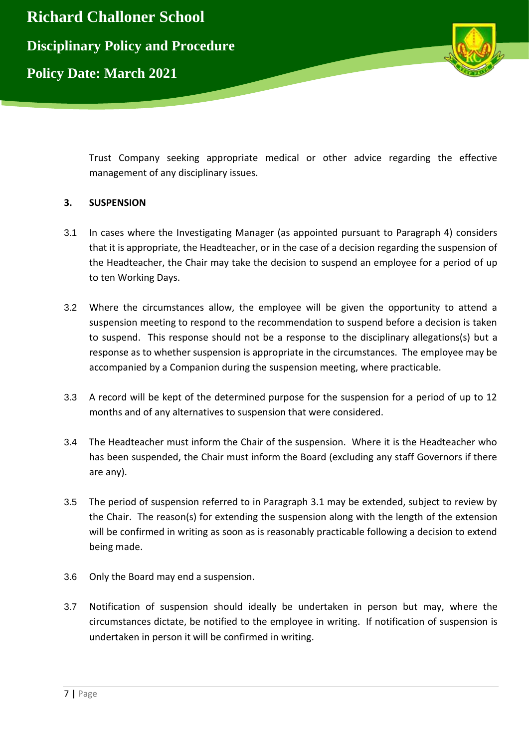Trust Company seeking appropriate medical or other advice regarding the effective management of any disciplinary issues.

## 3. SUSPENSION

3.1 In cases where the Investigating Manager (as appointed pursuant to Paragraph 4) considers that it is appropriate, the Headteacher, or in the case of a decision regarding the suspension of the Headteacher, the Chair may take the decision to suspend an employee for a period of up to ten Working Days.

3.2 Where the circumstances allow, the employee will be given the opportunity to attend a suspension meeting to respond to the recommendation to suspend before a decision is taken to suspend. This response should not be a response to the disciplinary allegations(s) but a response as to whether suspension is appropriate in the circumstances. The employee may be accompanied by a Companion during the suspension meeting, where practicable.

3.3 A record will be kept of the determined purpose for the suspension for a period of up to 12 months and of any alternatives to suspension that were considered.

3.4 The Headteacher must inform the Chair of the suspension. Where it is the Headteacher who has been suspended, the Chair must inform the Board (excluding any staff Governors if there are any).

3.5 The period of suspension referred to in Paragraph 3.1 may be extended, subject to review by the Chair. The reason(s) for extending the suspension along with the length of the extension will be confirmed in writing as soon as is reasonably practicable following a decision to extend being made.

3.6 Only the Board may end a suspension.

3.7 Notification of suspension should ideally be undertaken in person but may, where the circumstances dictate, be notified to the employee in writing. If notification of suspension is undertaken in person it will be confirmed in writing.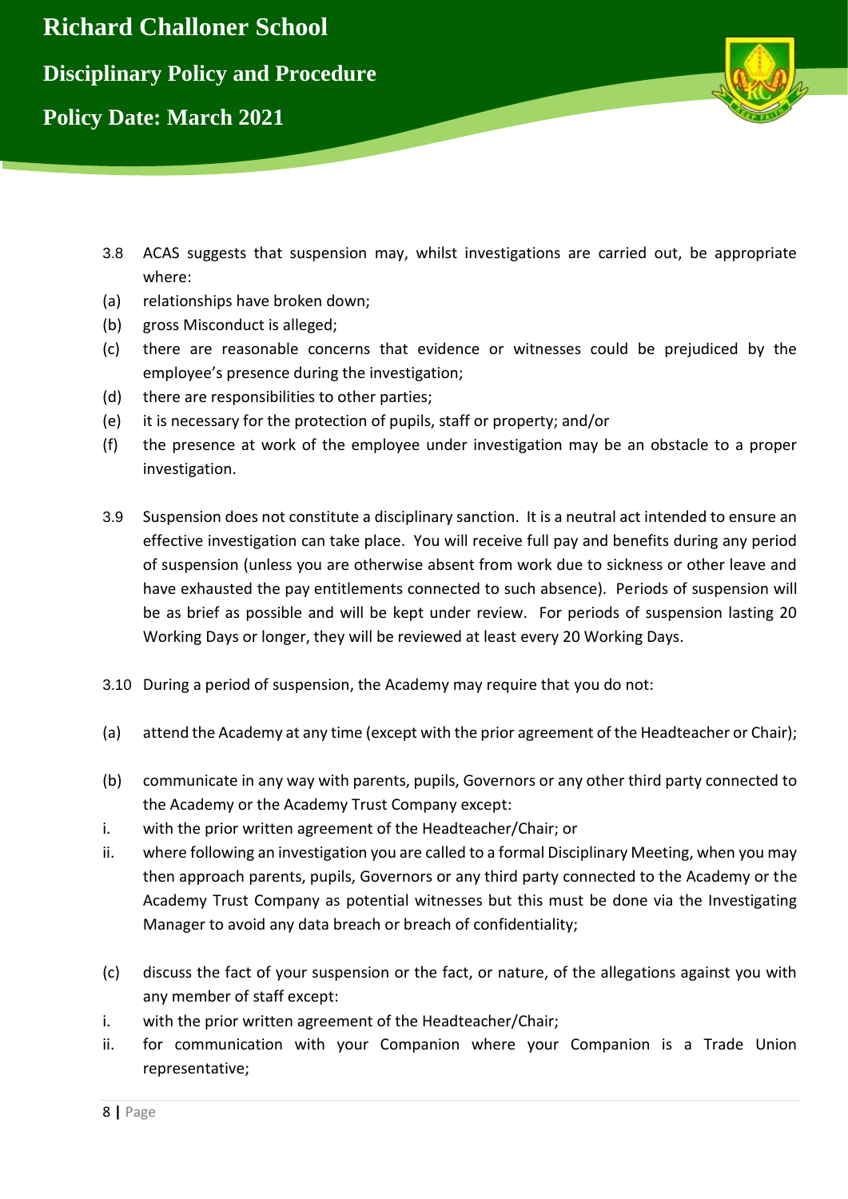3.8 ACAS suggests that suspension may, whilst investigations are carried out, be appropriate where:

(a) relationships have broken down;

(b) gross Misconduct is alleged;

(c) there are reasonable concerns that evidence or witnesses could be prejudiced by the employee's presence during the investigation;

(d) there are responsibilities to other parties;

(e) it is necessary for the protection of pupils, staff or property; and/or

(f) the presence at work of the employee under investigation may be an obstacle to a proper investigation.

3.9 Suspension does not constitute a disciplinary sanction. It is a neutral act intended to ensure an effective investigation can take place. You will receive full pay and benefits during any period of suspension (unless you are otherwise absent from work due to sickness or other leave and have exhausted the pay entitlements connected to such absence). Periods of suspension will be as brief as possible and will be kept under review. For periods of suspension lasting 20 Working Days or longer, they will be reviewed at least every 20 Working Days.

3.10 During a period of suspension, the Academy may require that you do not:

(a) attend the Academy at any time (except with the prior agreement of the Headteacher or Chair);

(b) communicate in any way with parents, pupils, Governors or any other third party connected to the Academy or the Academy Trust Company except:

i. with the prior written agreement of the Headteacher/Chair; or

ii. where following an investigation you are called to a formal Disciplinary Meeting, when you may then approach parents, pupils, Governors or any third party connected to the Academy or the Academy Trust Company as potential witnesses but this must be done via the Investigating Manager to avoid any data breach or breach of confidentiality;

(c) discuss the fact of your suspension or the fact, or nature, of the allegations against you with any member of staff except:

i. with the prior written agreement of the Headteacher/Chair;

ii. for communication with your Companion where your Companion is a Trade Union representative;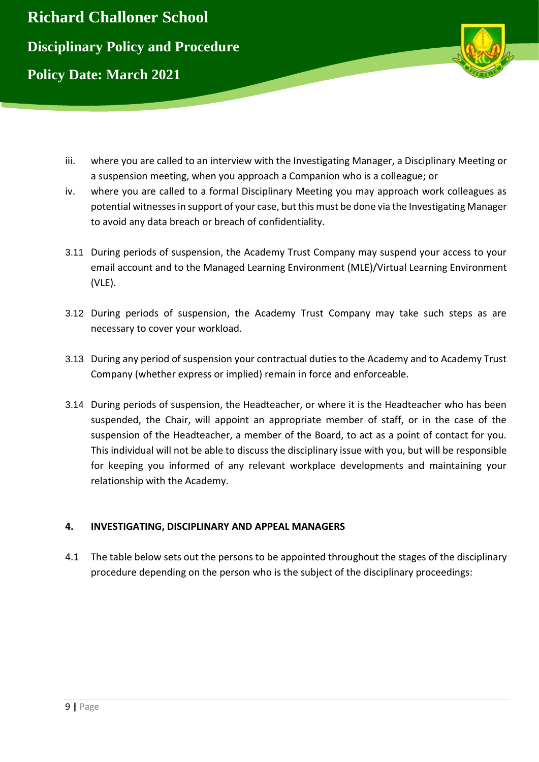iii. where you are called to an interview with the Investigating Manager, a Disciplinary Meeting or a suspension meeting, when you approach a Companion who is a colleague; or

iv. where you are called to a formal Disciplinary Meeting you may approach work colleagues as potential witnesses in support of your case, but this must be done via the Investigating Manager to avoid any data breach or breach of confidentiality.

3.11 During periods of suspension, the Academy Trust Company may suspend your access to your email account and to the Managed Learning Environment (MLE)/Virtual Learning Environment (VLE).

3.12 During periods of suspension, the Academy Trust Company may take such steps as are necessary to cover your workload.

3.13 During any period of suspension your contractual duties to the Academy and to Academy Trust Company (whether express or implied) remain in force and enforceable.

3.14 During periods of suspension, the Headteacher, or where it is the Headteacher who has been suspended, the Chair, will appoint an appropriate member of staff, or in the case of the suspension of the Headteacher, a member of the Board, to act as a point of contact for you. This individual will not be able to discuss the disciplinary issue with you, but will be responsible for keeping you informed of any relevant workplace developments and maintaining your relationship with the Academy.

## 4. INVESTIGATING, DISCIPLINARY AND APPEAL MANAGERS

4.1 The table below sets out the persons to be appointed throughout the stages of the disciplinary procedure depending on the person who is the subject of the disciplinary proceedings: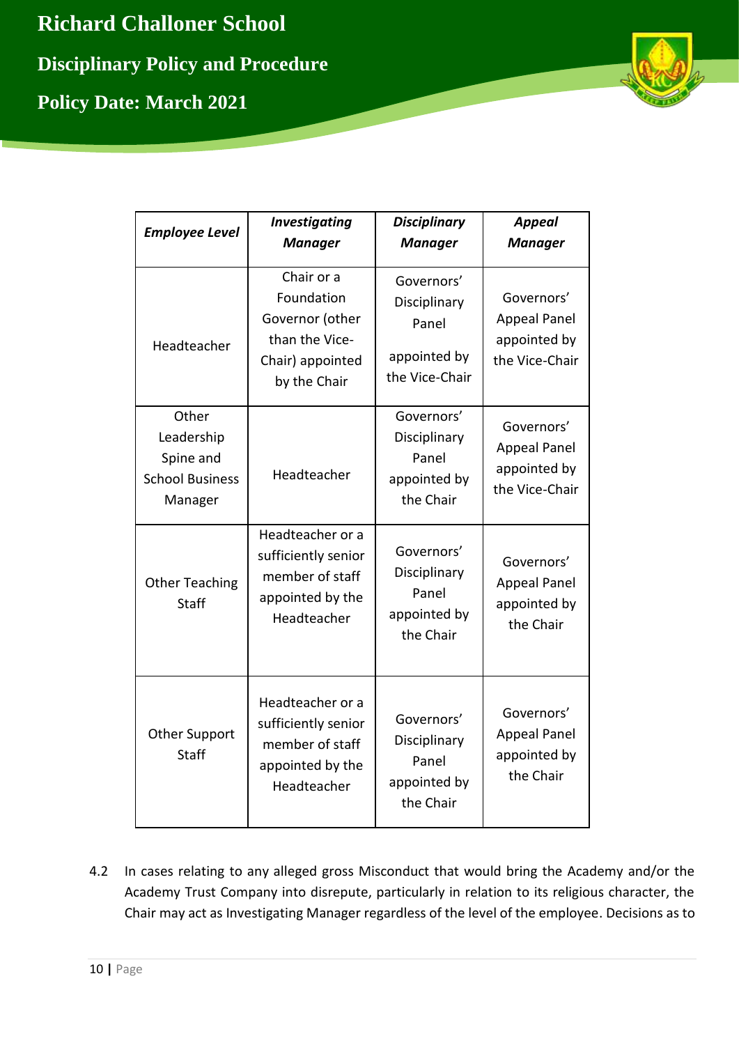| ***Employee Level*** | ***Investigating Manager*** | ***Disciplinary Manager*** | ***Appeal Manager*** |
|---|---|---|---|
| Headteacher | Chair or a Foundation Governor (other than the Vice-Chair) appointed by the Chair | Governors' Disciplinary Panel appointed by the Vice-Chair | Governors' Appeal Panel appointed by the Vice-Chair |
| Other Leadership Spine and School Business Manager | Headteacher | Governors' Disciplinary Panel appointed by the Chair | Governors' Appeal Panel appointed by the Vice-Chair |
| Other Teaching Staff | Headteacher or a sufficiently senior member of staff appointed by the Headteacher | Governors' Disciplinary Panel appointed by the Chair | Governors' Appeal Panel appointed by the Chair |
| Other Support Staff | Headteacher or a sufficiently senior member of staff appointed by the Headteacher | Governors' Disciplinary Panel appointed by the Chair | Governors' Appeal Panel appointed by the Chair |

4.2 In cases relating to any alleged gross Misconduct that would bring the Academy and/or the Academy Trust Company into disrepute, particularly in relation to its religious character, the Chair may act as Investigating Manager regardless of the level of the employee. Decisions as to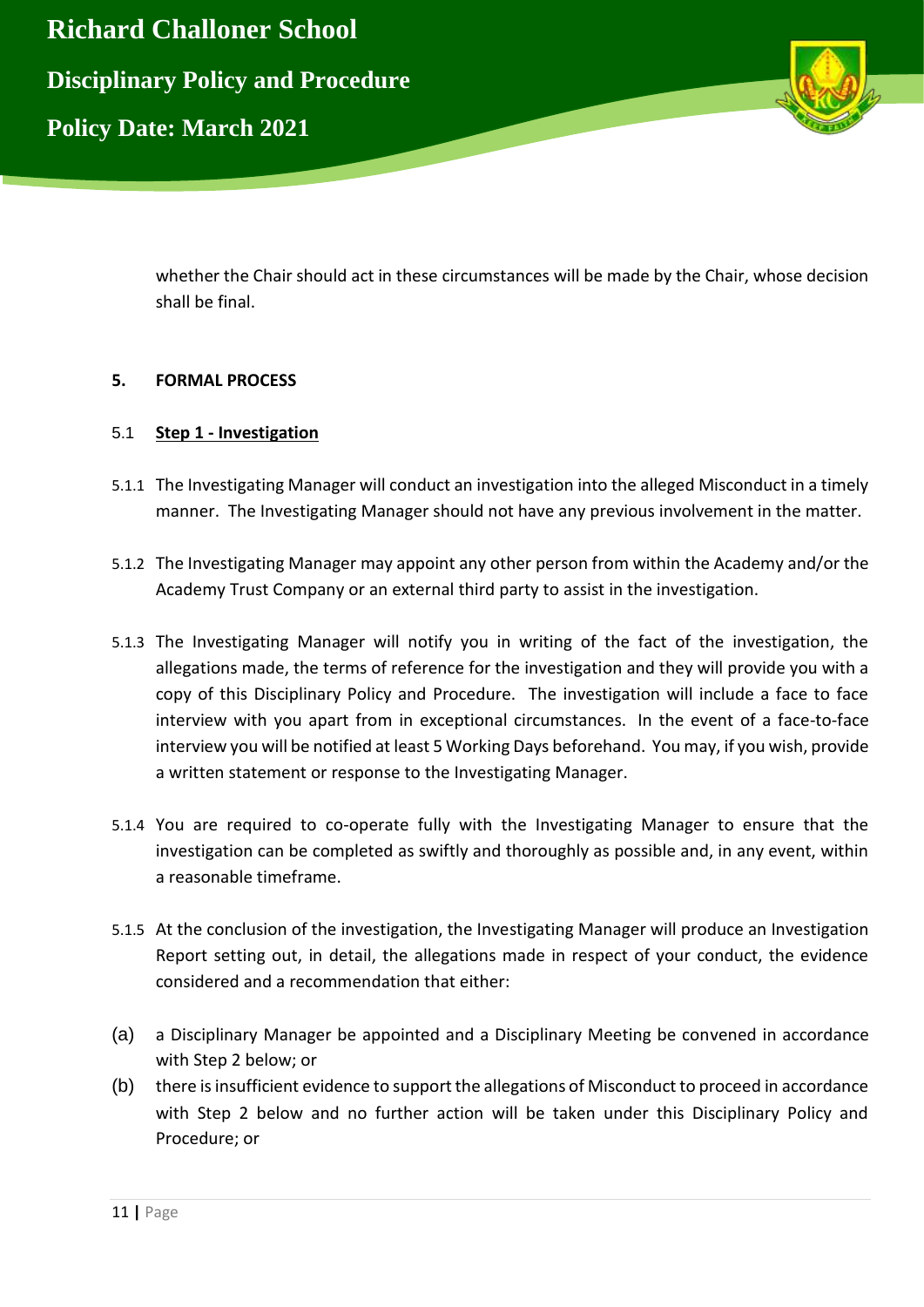whether the Chair should act in these circumstances will be made by the Chair, whose decision shall be final.

## 5. FORMAL PROCESS

### 5.1 <u>Step 1 - Investigation</u>

5.1.1 The Investigating Manager will conduct an investigation into the alleged Misconduct in a timely manner. The Investigating Manager should not have any previous involvement in the matter.

5.1.2 The Investigating Manager may appoint any other person from within the Academy and/or the Academy Trust Company or an external third party to assist in the investigation.

5.1.3 The Investigating Manager will notify you in writing of the fact of the investigation, the allegations made, the terms of reference for the investigation and they will provide you with a copy of this Disciplinary Policy and Procedure. The investigation will include a face to face interview with you apart from in exceptional circumstances. In the event of a face-to-face interview you will be notified at least 5 Working Days beforehand. You may, if you wish, provide a written statement or response to the Investigating Manager.

5.1.4 You are required to co-operate fully with the Investigating Manager to ensure that the investigation can be completed as swiftly and thoroughly as possible and, in any event, within a reasonable timeframe.

5.1.5 At the conclusion of the investigation, the Investigating Manager will produce an Investigation Report setting out, in detail, the allegations made in respect of your conduct, the evidence considered and a recommendation that either:

(a) a Disciplinary Manager be appointed and a Disciplinary Meeting be convened in accordance with Step 2 below; or

(b) there is insufficient evidence to support the allegations of Misconduct to proceed in accordance with Step 2 below and no further action will be taken under this Disciplinary Policy and Procedure; or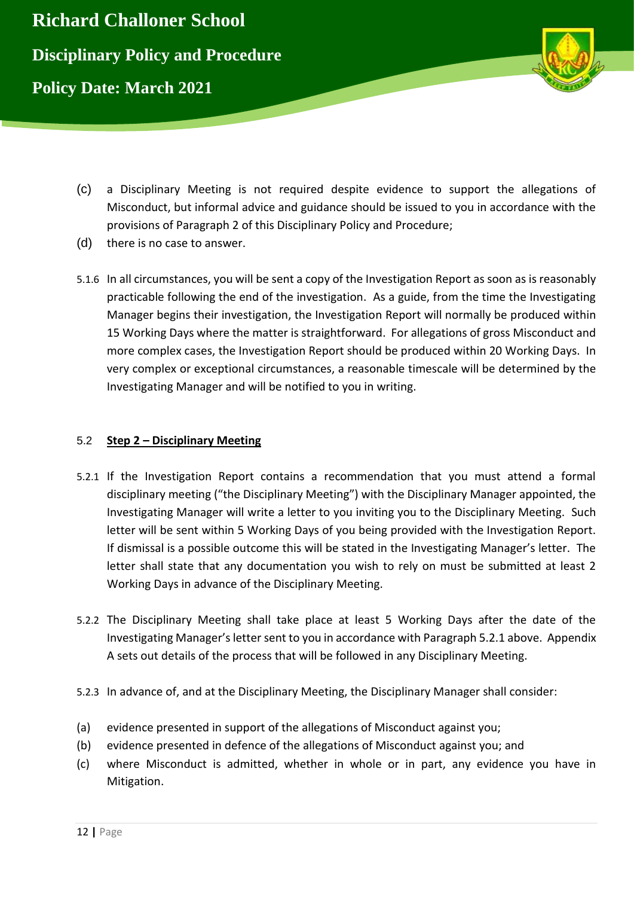(c) a Disciplinary Meeting is not required despite evidence to support the allegations of Misconduct, but informal advice and guidance should be issued to you in accordance with the provisions of Paragraph 2 of this Disciplinary Policy and Procedure;

(d) there is no case to answer.

5.1.6 In all circumstances, you will be sent a copy of the Investigation Report as soon as is reasonably practicable following the end of the investigation. As a guide, from the time the Investigating Manager begins their investigation, the Investigation Report will normally be produced within 15 Working Days where the matter is straightforward. For allegations of gross Misconduct and more complex cases, the Investigation Report should be produced within 20 Working Days. In very complex or exceptional circumstances, a reasonable timescale will be determined by the Investigating Manager and will be notified to you in writing.

### 5.2 Step 2 – Disciplinary Meeting

5.2.1 If the Investigation Report contains a recommendation that you must attend a formal disciplinary meeting ("the Disciplinary Meeting") with the Disciplinary Manager appointed, the Investigating Manager will write a letter to you inviting you to the Disciplinary Meeting. Such letter will be sent within 5 Working Days of you being provided with the Investigation Report. If dismissal is a possible outcome this will be stated in the Investigating Manager's letter. The letter shall state that any documentation you wish to rely on must be submitted at least 2 Working Days in advance of the Disciplinary Meeting.

5.2.2 The Disciplinary Meeting shall take place at least 5 Working Days after the date of the Investigating Manager's letter sent to you in accordance with Paragraph 5.2.1 above. Appendix A sets out details of the process that will be followed in any Disciplinary Meeting.

5.2.3 In advance of, and at the Disciplinary Meeting, the Disciplinary Manager shall consider:

(a) evidence presented in support of the allegations of Misconduct against you;

(b) evidence presented in defence of the allegations of Misconduct against you; and

(c) where Misconduct is admitted, whether in whole or in part, any evidence you have in Mitigation.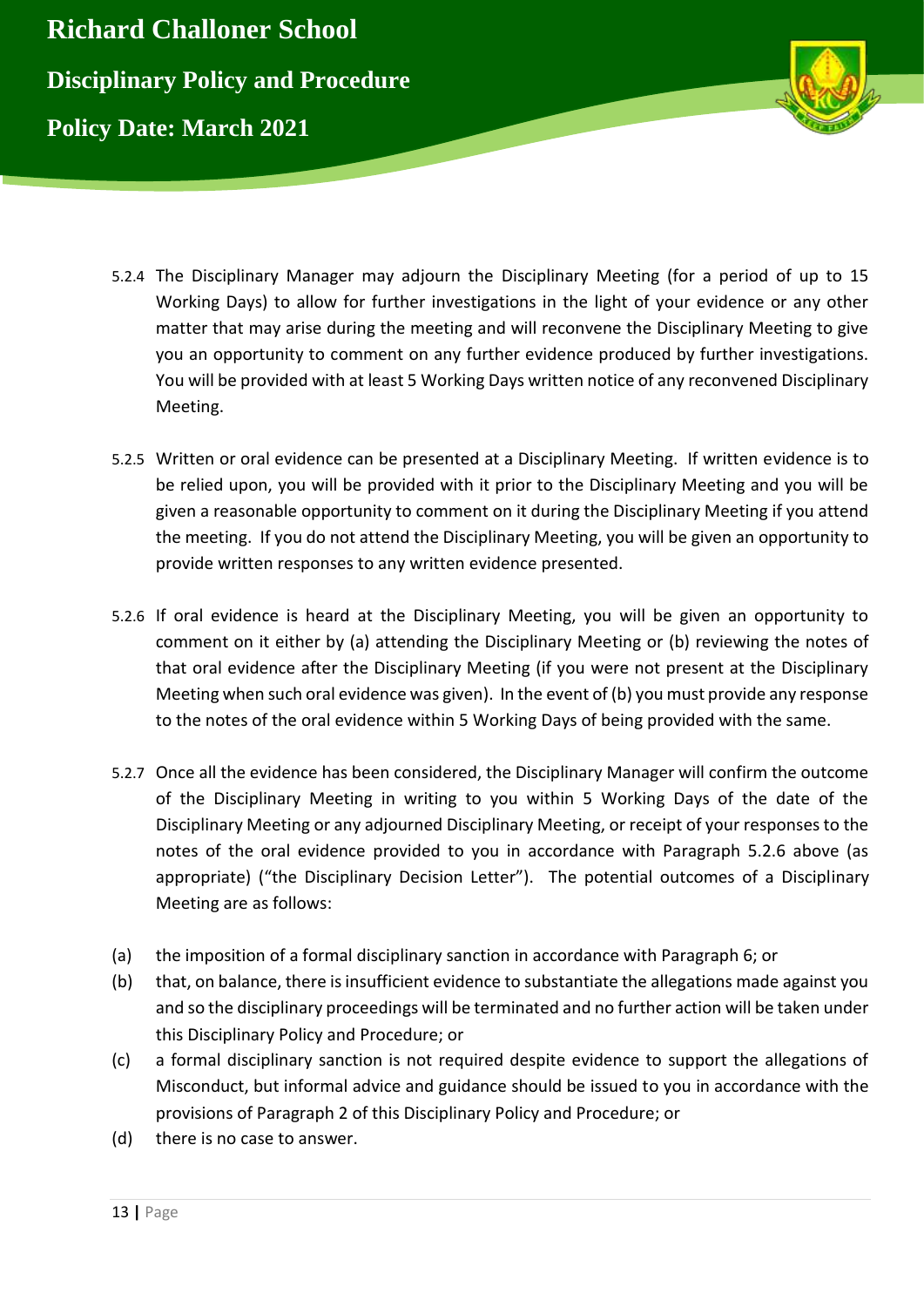5.2.4 The Disciplinary Manager may adjourn the Disciplinary Meeting (for a period of up to 15 Working Days) to allow for further investigations in the light of your evidence or any other matter that may arise during the meeting and will reconvene the Disciplinary Meeting to give you an opportunity to comment on any further evidence produced by further investigations. You will be provided with at least 5 Working Days written notice of any reconvened Disciplinary Meeting.

5.2.5 Written or oral evidence can be presented at a Disciplinary Meeting. If written evidence is to be relied upon, you will be provided with it prior to the Disciplinary Meeting and you will be given a reasonable opportunity to comment on it during the Disciplinary Meeting if you attend the meeting. If you do not attend the Disciplinary Meeting, you will be given an opportunity to provide written responses to any written evidence presented.

5.2.6 If oral evidence is heard at the Disciplinary Meeting, you will be given an opportunity to comment on it either by (a) attending the Disciplinary Meeting or (b) reviewing the notes of that oral evidence after the Disciplinary Meeting (if you were not present at the Disciplinary Meeting when such oral evidence was given). In the event of (b) you must provide any response to the notes of the oral evidence within 5 Working Days of being provided with the same.

5.2.7 Once all the evidence has been considered, the Disciplinary Manager will confirm the outcome of the Disciplinary Meeting in writing to you within 5 Working Days of the date of the Disciplinary Meeting or any adjourned Disciplinary Meeting, or receipt of your responses to the notes of the oral evidence provided to you in accordance with Paragraph 5.2.6 above (as appropriate) ("the Disciplinary Decision Letter"). The potential outcomes of a Disciplinary Meeting are as follows:

(a) the imposition of a formal disciplinary sanction in accordance with Paragraph 6; or

(b) that, on balance, there is insufficient evidence to substantiate the allegations made against you and so the disciplinary proceedings will be terminated and no further action will be taken under this Disciplinary Policy and Procedure; or

(c) a formal disciplinary sanction is not required despite evidence to support the allegations of Misconduct, but informal advice and guidance should be issued to you in accordance with the provisions of Paragraph 2 of this Disciplinary Policy and Procedure; or

(d) there is no case to answer.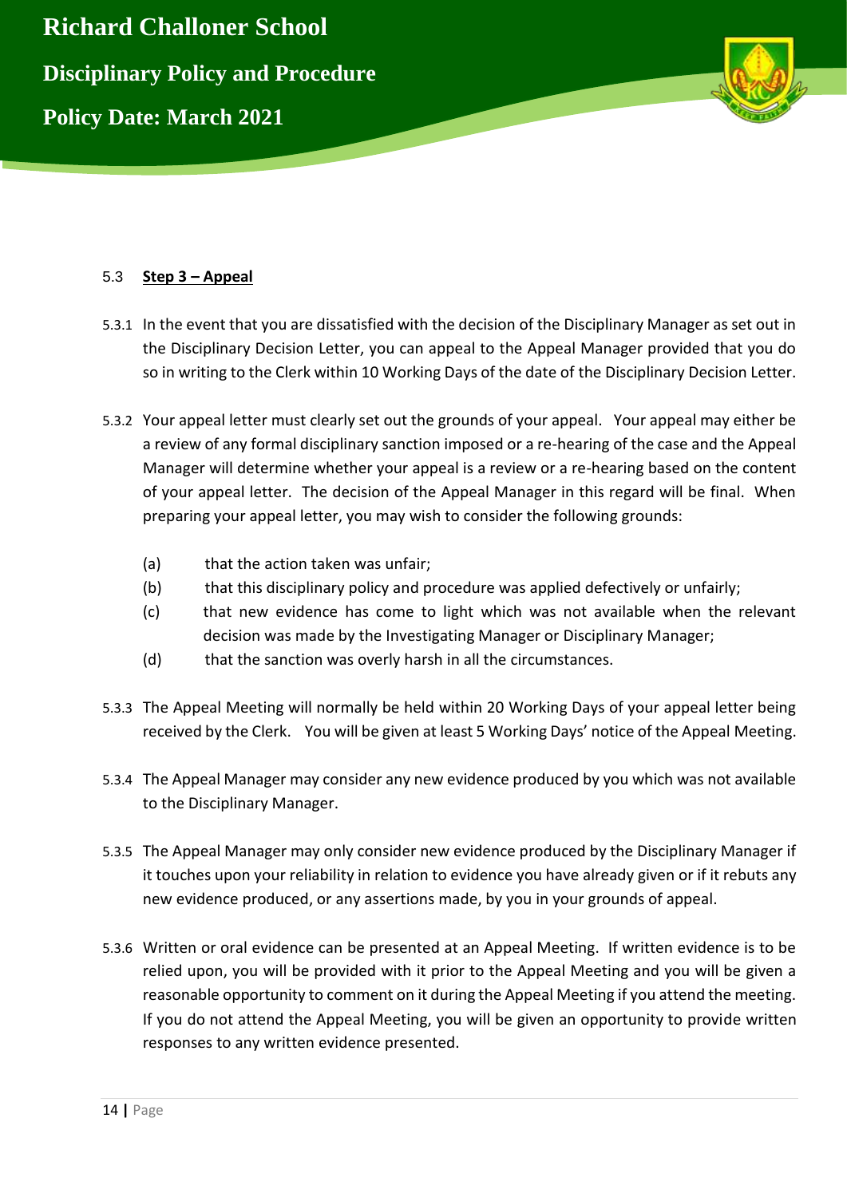### 5.3 **Step 3 – Appeal**

5.3.1 In the event that you are dissatisfied with the decision of the Disciplinary Manager as set out in the Disciplinary Decision Letter, you can appeal to the Appeal Manager provided that you do so in writing to the Clerk within 10 Working Days of the date of the Disciplinary Decision Letter.

5.3.2 Your appeal letter must clearly set out the grounds of your appeal. Your appeal may either be a review of any formal disciplinary sanction imposed or a re-hearing of the case and the Appeal Manager will determine whether your appeal is a review or a re-hearing based on the content of your appeal letter. The decision of the Appeal Manager in this regard will be final. When preparing your appeal letter, you may wish to consider the following grounds:

- (a) that the action taken was unfair;
- (b) that this disciplinary policy and procedure was applied defectively or unfairly;
- (c) that new evidence has come to light which was not available when the relevant decision was made by the Investigating Manager or Disciplinary Manager;
- (d) that the sanction was overly harsh in all the circumstances.

5.3.3 The Appeal Meeting will normally be held within 20 Working Days of your appeal letter being received by the Clerk. You will be given at least 5 Working Days' notice of the Appeal Meeting.

5.3.4 The Appeal Manager may consider any new evidence produced by you which was not available to the Disciplinary Manager.

5.3.5 The Appeal Manager may only consider new evidence produced by the Disciplinary Manager if it touches upon your reliability in relation to evidence you have already given or if it rebuts any new evidence produced, or any assertions made, by you in your grounds of appeal.

5.3.6 Written or oral evidence can be presented at an Appeal Meeting. If written evidence is to be relied upon, you will be provided with it prior to the Appeal Meeting and you will be given a reasonable opportunity to comment on it during the Appeal Meeting if you attend the meeting. If you do not attend the Appeal Meeting, you will be given an opportunity to provide written responses to any written evidence presented.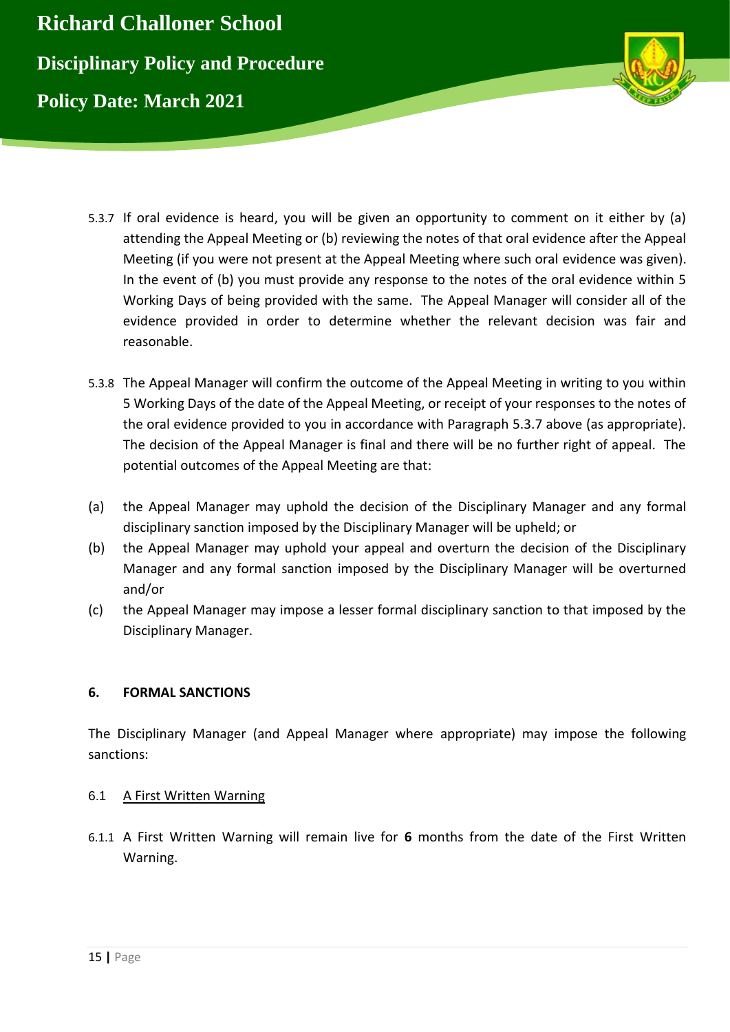5.3.7 If oral evidence is heard, you will be given an opportunity to comment on it either by (a) attending the Appeal Meeting or (b) reviewing the notes of that oral evidence after the Appeal Meeting (if you were not present at the Appeal Meeting where such oral evidence was given). In the event of (b) you must provide any response to the notes of the oral evidence within 5 Working Days of being provided with the same. The Appeal Manager will consider all of the evidence provided in order to determine whether the relevant decision was fair and reasonable.

5.3.8 The Appeal Manager will confirm the outcome of the Appeal Meeting in writing to you within 5 Working Days of the date of the Appeal Meeting, or receipt of your responses to the notes of the oral evidence provided to you in accordance with Paragraph 5.3.7 above (as appropriate). The decision of the Appeal Manager is final and there will be no further right of appeal. The potential outcomes of the Appeal Meeting are that:

(a) the Appeal Manager may uphold the decision of the Disciplinary Manager and any formal disciplinary sanction imposed by the Disciplinary Manager will be upheld; or

(b) the Appeal Manager may uphold your appeal and overturn the decision of the Disciplinary Manager and any formal sanction imposed by the Disciplinary Manager will be overturned and/or

(c) the Appeal Manager may impose a lesser formal disciplinary sanction to that imposed by the Disciplinary Manager.

## 6. FORMAL SANCTIONS

The Disciplinary Manager (and Appeal Manager where appropriate) may impose the following sanctions:

### 6.1 A First Written Warning

6.1.1 A First Written Warning will remain live for **6** months from the date of the First Written Warning.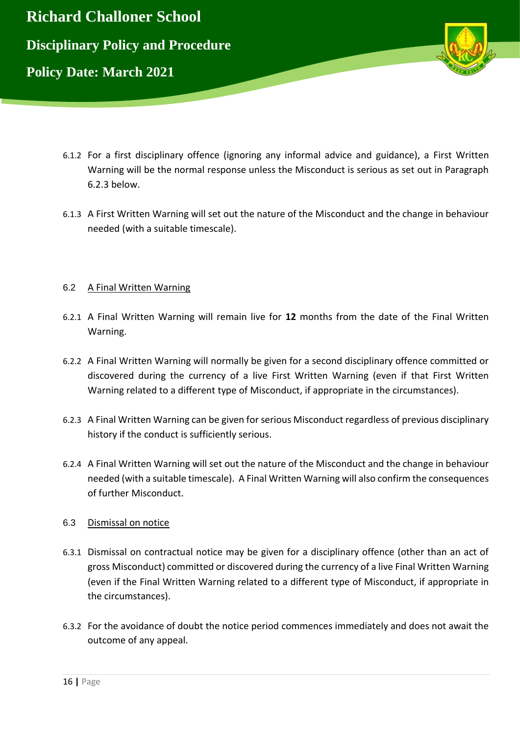6.1.2 For a first disciplinary offence (ignoring any informal advice and guidance), a First Written Warning will be the normal response unless the Misconduct is serious as set out in Paragraph 6.2.3 below.

6.1.3 A First Written Warning will set out the nature of the Misconduct and the change in behaviour needed (with a suitable timescale).

6.2 A Final Written Warning

6.2.1 A Final Written Warning will remain live for **12** months from the date of the Final Written Warning.

6.2.2 A Final Written Warning will normally be given for a second disciplinary offence committed or discovered during the currency of a live First Written Warning (even if that First Written Warning related to a different type of Misconduct, if appropriate in the circumstances).

6.2.3 A Final Written Warning can be given for serious Misconduct regardless of previous disciplinary history if the conduct is sufficiently serious.

6.2.4 A Final Written Warning will set out the nature of the Misconduct and the change in behaviour needed (with a suitable timescale). A Final Written Warning will also confirm the consequences of further Misconduct.

6.3 Dismissal on notice

6.3.1 Dismissal on contractual notice may be given for a disciplinary offence (other than an act of gross Misconduct) committed or discovered during the currency of a live Final Written Warning (even if the Final Written Warning related to a different type of Misconduct, if appropriate in the circumstances).

6.3.2 For the avoidance of doubt the notice period commences immediately and does not await the outcome of any appeal.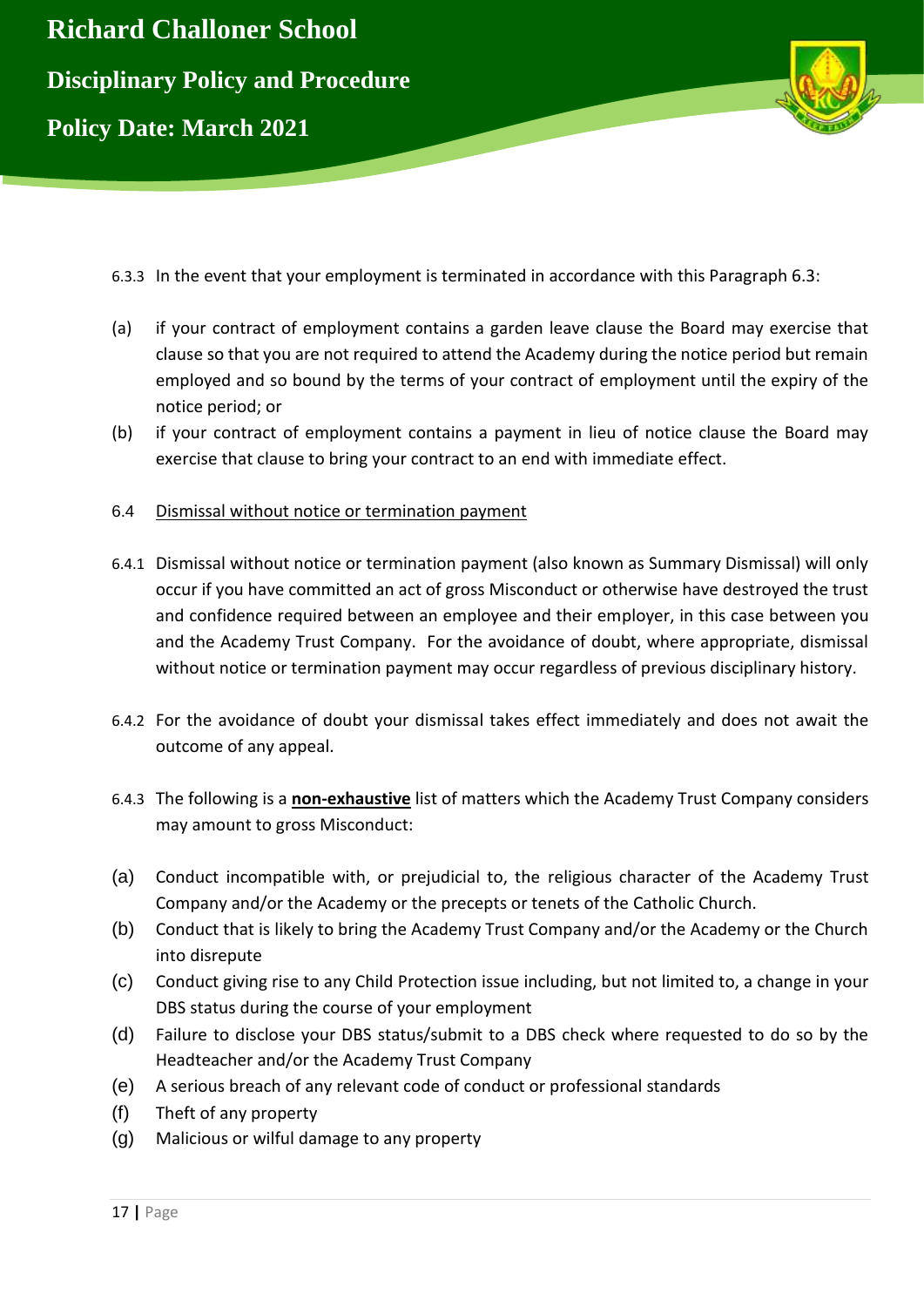6.3.3 In the event that your employment is terminated in accordance with this Paragraph 6.3:

(a) if your contract of employment contains a garden leave clause the Board may exercise that clause so that you are not required to attend the Academy during the notice period but remain employed and so bound by the terms of your contract of employment until the expiry of the notice period; or

(b) if your contract of employment contains a payment in lieu of notice clause the Board may exercise that clause to bring your contract to an end with immediate effect.

6.4 Dismissal without notice or termination payment

6.4.1 Dismissal without notice or termination payment (also known as Summary Dismissal) will only occur if you have committed an act of gross Misconduct or otherwise have destroyed the trust and confidence required between an employee and their employer, in this case between you and the Academy Trust Company. For the avoidance of doubt, where appropriate, dismissal without notice or termination payment may occur regardless of previous disciplinary history.

6.4.2 For the avoidance of doubt your dismissal takes effect immediately and does not await the outcome of any appeal.

6.4.3 The following is a **non-exhaustive** list of matters which the Academy Trust Company considers may amount to gross Misconduct:

(a) Conduct incompatible with, or prejudicial to, the religious character of the Academy Trust Company and/or the Academy or the precepts or tenets of the Catholic Church.

(b) Conduct that is likely to bring the Academy Trust Company and/or the Academy or the Church into disrepute

(c) Conduct giving rise to any Child Protection issue including, but not limited to, a change in your DBS status during the course of your employment

(d) Failure to disclose your DBS status/submit to a DBS check where requested to do so by the Headteacher and/or the Academy Trust Company

(e) A serious breach of any relevant code of conduct or professional standards

(f) Theft of any property

(g) Malicious or wilful damage to any property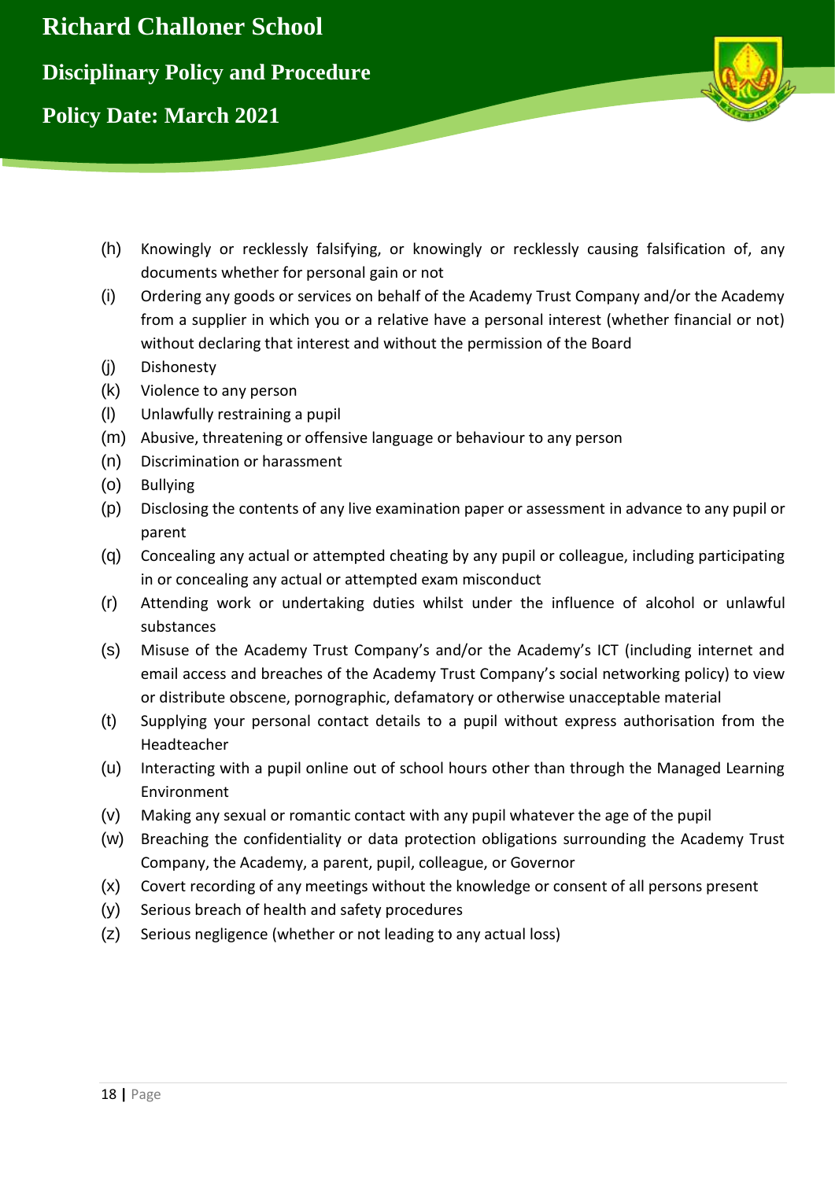(h) Knowingly or recklessly falsifying, or knowingly or recklessly causing falsification of, any documents whether for personal gain or not

(i) Ordering any goods or services on behalf of the Academy Trust Company and/or the Academy from a supplier in which you or a relative have a personal interest (whether financial or not) without declaring that interest and without the permission of the Board

(j) Dishonesty

(k) Violence to any person

(l) Unlawfully restraining a pupil

(m) Abusive, threatening or offensive language or behaviour to any person

(n) Discrimination or harassment

(o) Bullying

(p) Disclosing the contents of any live examination paper or assessment in advance to any pupil or parent

(q) Concealing any actual or attempted cheating by any pupil or colleague, including participating in or concealing any actual or attempted exam misconduct

(r) Attending work or undertaking duties whilst under the influence of alcohol or unlawful substances

(s) Misuse of the Academy Trust Company's and/or the Academy's ICT (including internet and email access and breaches of the Academy Trust Company's social networking policy) to view or distribute obscene, pornographic, defamatory or otherwise unacceptable material

(t) Supplying your personal contact details to a pupil without express authorisation from the Headteacher

(u) Interacting with a pupil online out of school hours other than through the Managed Learning Environment

(v) Making any sexual or romantic contact with any pupil whatever the age of the pupil

(w) Breaching the confidentiality or data protection obligations surrounding the Academy Trust Company, the Academy, a parent, pupil, colleague, or Governor

(x) Covert recording of any meetings without the knowledge or consent of all persons present

(y) Serious breach of health and safety procedures

(z) Serious negligence (whether or not leading to any actual loss)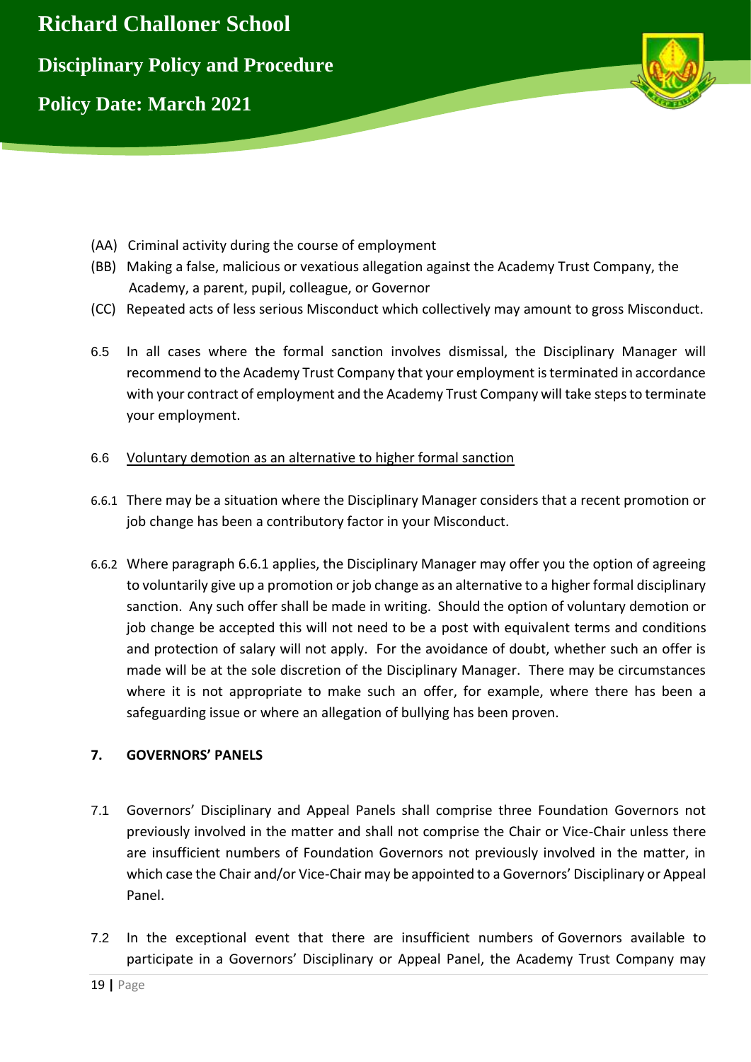(AA) Criminal activity during the course of employment

(BB) Making a false, malicious or vexatious allegation against the Academy Trust Company, the Academy, a parent, pupil, colleague, or Governor

(CC) Repeated acts of less serious Misconduct which collectively may amount to gross Misconduct.

6.5 In all cases where the formal sanction involves dismissal, the Disciplinary Manager will recommend to the Academy Trust Company that your employment is terminated in accordance with your contract of employment and the Academy Trust Company will take steps to terminate your employment.

6.6 Voluntary demotion as an alternative to higher formal sanction

6.6.1 There may be a situation where the Disciplinary Manager considers that a recent promotion or job change has been a contributory factor in your Misconduct.

6.6.2 Where paragraph 6.6.1 applies, the Disciplinary Manager may offer you the option of agreeing to voluntarily give up a promotion or job change as an alternative to a higher formal disciplinary sanction. Any such offer shall be made in writing. Should the option of voluntary demotion or job change be accepted this will not need to be a post with equivalent terms and conditions and protection of salary will not apply. For the avoidance of doubt, whether such an offer is made will be at the sole discretion of the Disciplinary Manager. There may be circumstances where it is not appropriate to make such an offer, for example, where there has been a safeguarding issue or where an allegation of bullying has been proven.

## 7. GOVERNORS' PANELS

7.1 Governors' Disciplinary and Appeal Panels shall comprise three Foundation Governors not previously involved in the matter and shall not comprise the Chair or Vice-Chair unless there are insufficient numbers of Foundation Governors not previously involved in the matter, in which case the Chair and/or Vice-Chair may be appointed to a Governors' Disciplinary or Appeal Panel.

7.2 In the exceptional event that there are insufficient numbers of Governors available to participate in a Governors' Disciplinary or Appeal Panel, the Academy Trust Company may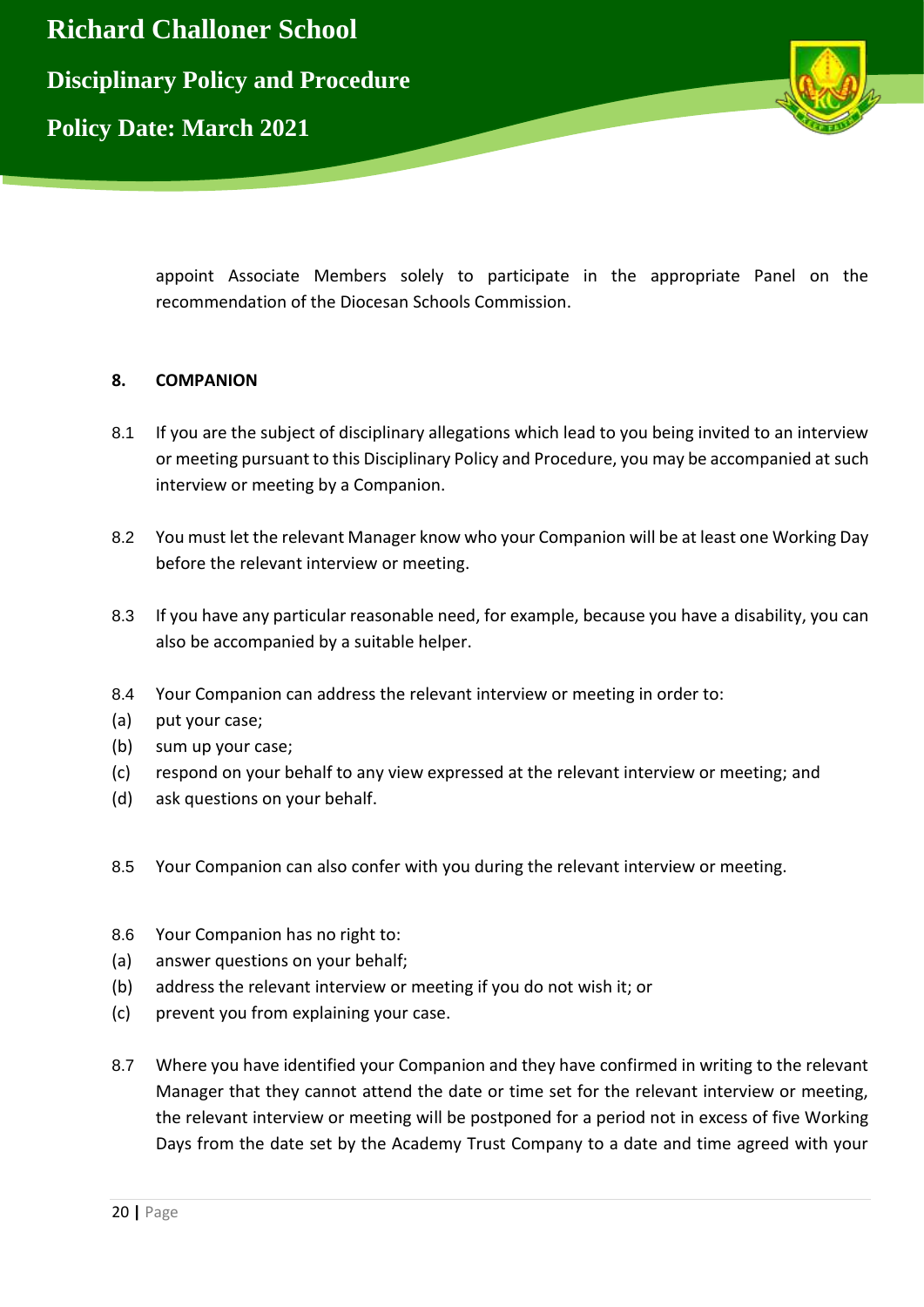appoint Associate Members solely to participate in the appropriate Panel on the recommendation of the Diocesan Schools Commission.

## 8. COMPANION

8.1 If you are the subject of disciplinary allegations which lead to you being invited to an interview or meeting pursuant to this Disciplinary Policy and Procedure, you may be accompanied at such interview or meeting by a Companion.

8.2 You must let the relevant Manager know who your Companion will be at least one Working Day before the relevant interview or meeting.

8.3 If you have any particular reasonable need, for example, because you have a disability, you can also be accompanied by a suitable helper.

8.4 Your Companion can address the relevant interview or meeting in order to:

(a) put your case;

(b) sum up your case;

(c) respond on your behalf to any view expressed at the relevant interview or meeting; and

(d) ask questions on your behalf.

8.5 Your Companion can also confer with you during the relevant interview or meeting.

8.6 Your Companion has no right to:

(a) answer questions on your behalf;

(b) address the relevant interview or meeting if you do not wish it; or

(c) prevent you from explaining your case.

8.7 Where you have identified your Companion and they have confirmed in writing to the relevant Manager that they cannot attend the date or time set for the relevant interview or meeting, the relevant interview or meeting will be postponed for a period not in excess of five Working Days from the date set by the Academy Trust Company to a date and time agreed with your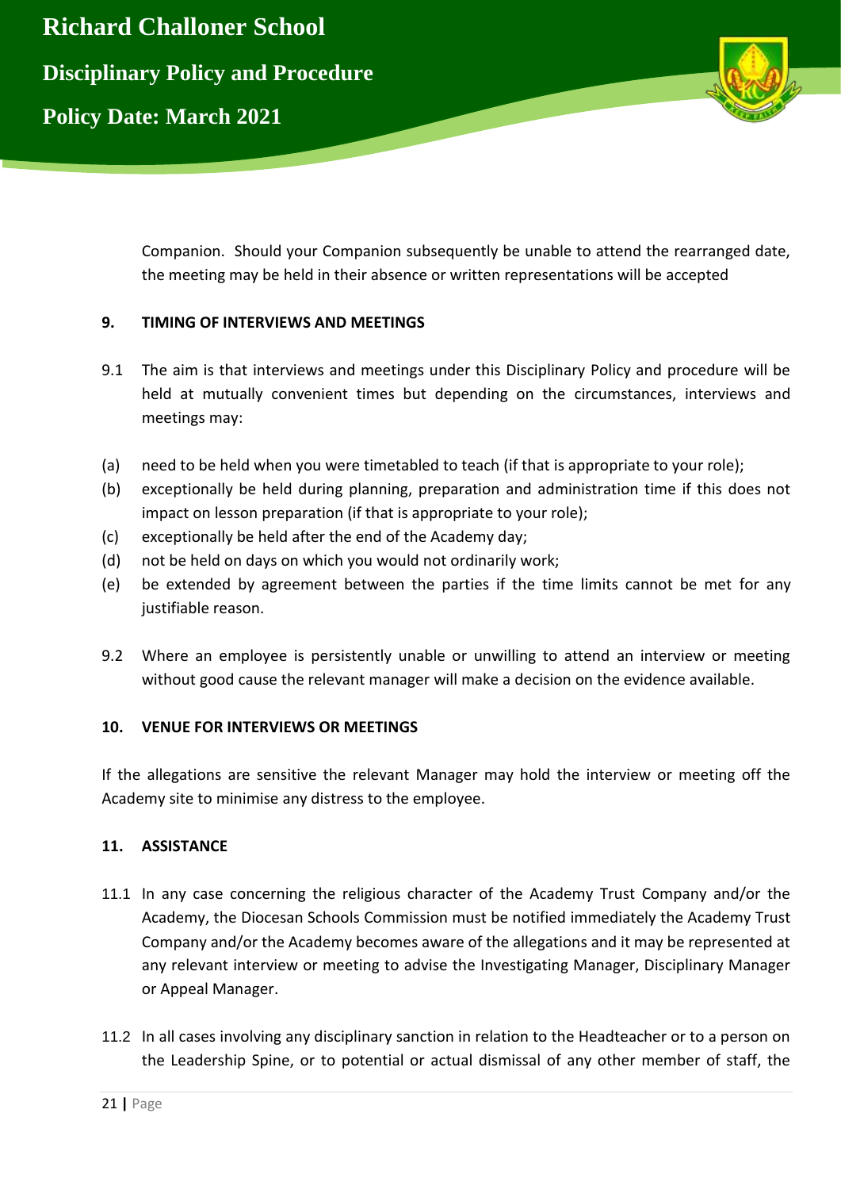Companion. Should your Companion subsequently be unable to attend the rearranged date, the meeting may be held in their absence or written representations will be accepted

## 9. TIMING OF INTERVIEWS AND MEETINGS

9.1 The aim is that interviews and meetings under this Disciplinary Policy and procedure will be held at mutually convenient times but depending on the circumstances, interviews and meetings may:

(a) need to be held when you were timetabled to teach (if that is appropriate to your role);
(b) exceptionally be held during planning, preparation and administration time if this does not impact on lesson preparation (if that is appropriate to your role);
(c) exceptionally be held after the end of the Academy day;
(d) not be held on days on which you would not ordinarily work;
(e) be extended by agreement between the parties if the time limits cannot be met for any justifiable reason.

9.2 Where an employee is persistently unable or unwilling to attend an interview or meeting without good cause the relevant manager will make a decision on the evidence available.

## 10. VENUE FOR INTERVIEWS OR MEETINGS

If the allegations are sensitive the relevant Manager may hold the interview or meeting off the Academy site to minimise any distress to the employee.

## 11. ASSISTANCE

11.1 In any case concerning the religious character of the Academy Trust Company and/or the Academy, the Diocesan Schools Commission must be notified immediately the Academy Trust Company and/or the Academy becomes aware of the allegations and it may be represented at any relevant interview or meeting to advise the Investigating Manager, Disciplinary Manager or Appeal Manager.

11.2 In all cases involving any disciplinary sanction in relation to the Headteacher or to a person on the Leadership Spine, or to potential or actual dismissal of any other member of staff, the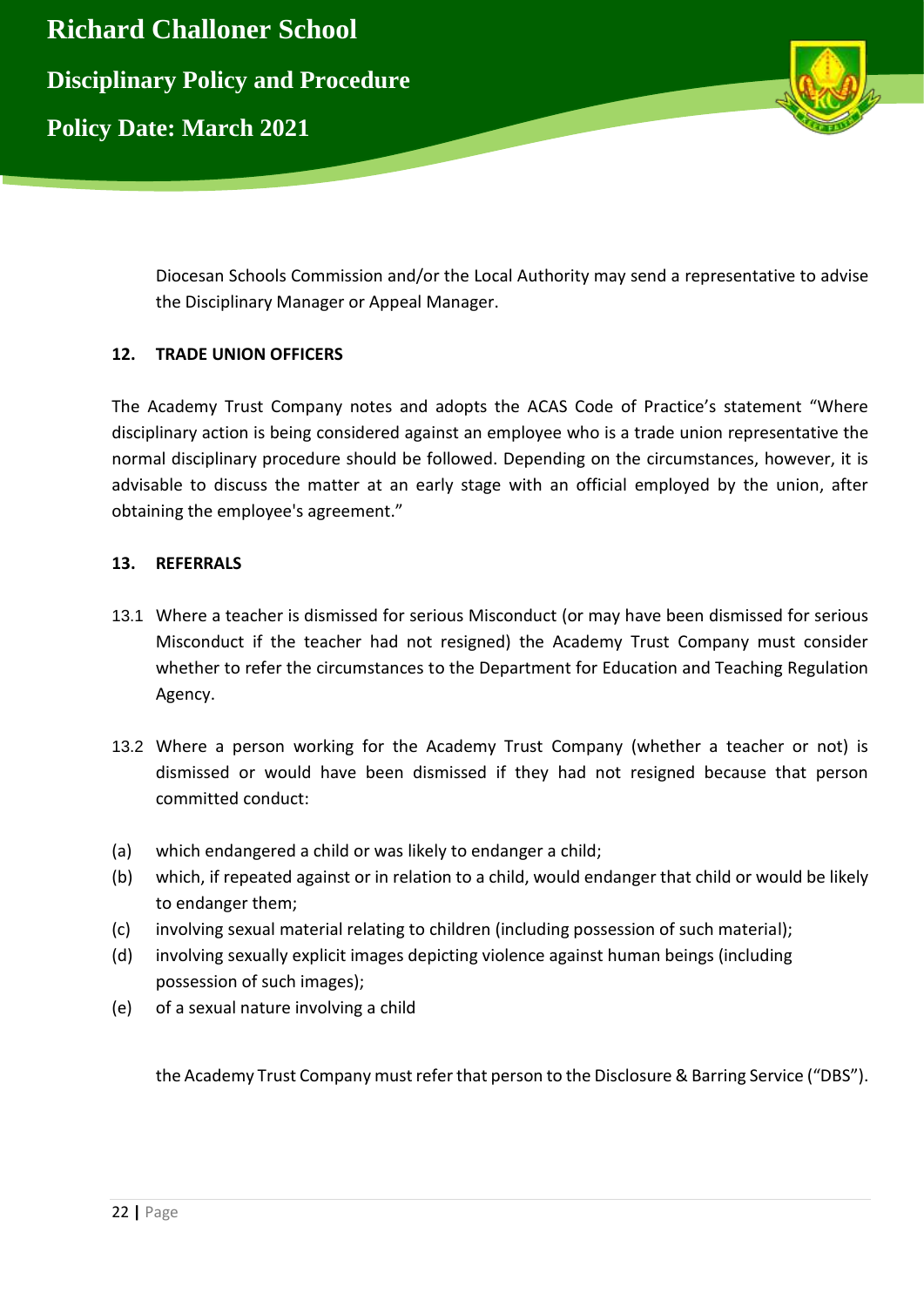Diocesan Schools Commission and/or the Local Authority may send a representative to advise the Disciplinary Manager or Appeal Manager.

## 12. TRADE UNION OFFICERS

The Academy Trust Company notes and adopts the ACAS Code of Practice's statement "Where disciplinary action is being considered against an employee who is a trade union representative the normal disciplinary procedure should be followed. Depending on the circumstances, however, it is advisable to discuss the matter at an early stage with an official employed by the union, after obtaining the employee's agreement."

## 13. REFERRALS

13.1 Where a teacher is dismissed for serious Misconduct (or may have been dismissed for serious Misconduct if the teacher had not resigned) the Academy Trust Company must consider whether to refer the circumstances to the Department for Education and Teaching Regulation Agency.

13.2 Where a person working for the Academy Trust Company (whether a teacher or not) is dismissed or would have been dismissed if they had not resigned because that person committed conduct:

(a) which endangered a child or was likely to endanger a child;
(b) which, if repeated against or in relation to a child, would endanger that child or would be likely to endanger them;
(c) involving sexual material relating to children (including possession of such material);
(d) involving sexually explicit images depicting violence against human beings (including possession of such images);
(e) of a sexual nature involving a child

the Academy Trust Company must refer that person to the Disclosure & Barring Service ("DBS").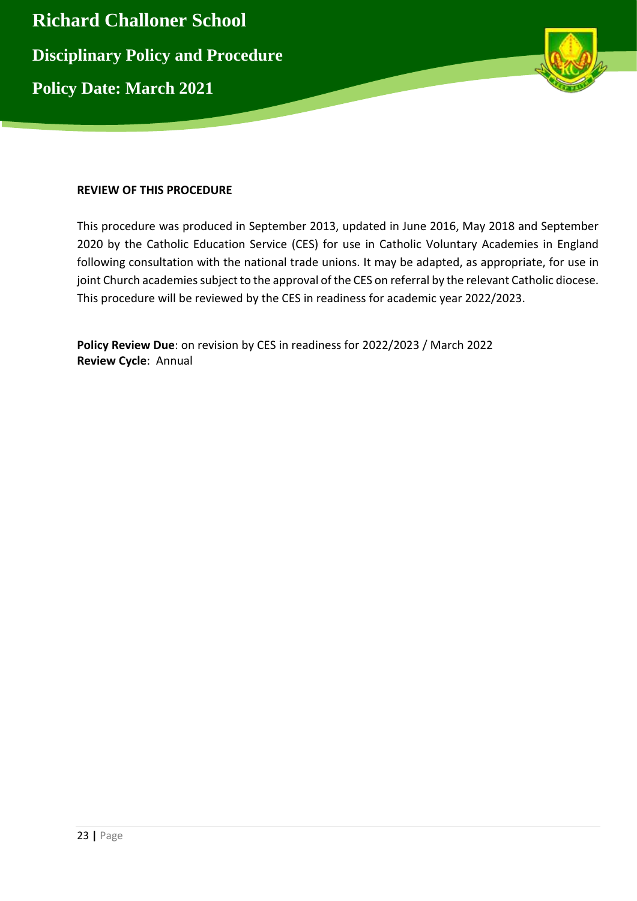**REVIEW OF THIS PROCEDURE**

This procedure was produced in September 2013, updated in June 2016, May 2018 and September 2020 by the Catholic Education Service (CES) for use in Catholic Voluntary Academies in England following consultation with the national trade unions. It may be adapted, as appropriate, for use in joint Church academies subject to the approval of the CES on referral by the relevant Catholic diocese. This procedure will be reviewed by the CES in readiness for academic year 2022/2023.

**Policy Review Due**: on revision by CES in readiness for 2022/2023 / March 2022
**Review Cycle**: Annual